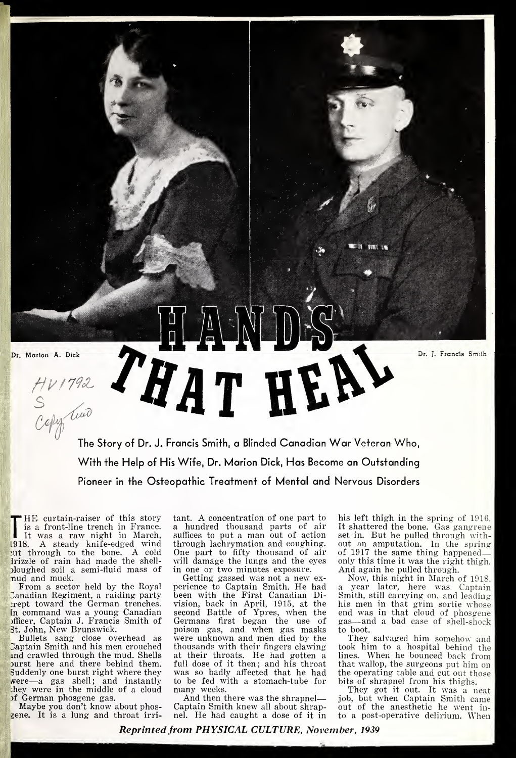Dr. Marion A. Dick

Dr. J. Francis Smith

HV1792
S
Copy two

# HANDS THAT HEAL

**The Story of Dr. J. Francis Smith, a Blinded Canadian War Veteran Who, With the Help of His Wife, Dr. Marion Dick, Has Become an Outstanding Pioneer in the Osteopathic Treatment of Mental and Nervous Disorders**

THE curtain-raiser of this story is a front-line trench in France. It was a raw night in March, 1918. A steady knife-edged wind cut through to the bone. A cold drizzle of rain had made the shell-ploughed soil a semi-fluid mass of mud and muck.

From a sector held by the Royal Canadian Regiment, a raiding party crept toward the German trenches. In command was a young Canadian officer, Captain J. Francis Smith of St. John, New Brunswick.

Bullets sang close overhead as Captain Smith and his men crouched and crawled through the mud. Shells burst here and there behind them. Suddenly one burst right where they were—a gas shell; and instantly they were in the middle of a cloud of German phosgene gas.

Maybe you don't know about phosgene. It is a lung and throat irritant. A concentration of one part to a hundred thousand parts of air suffices to put a man out of action through lachrymation and coughing. One part to fifty thousand of air will damage the lungs and the eyes in one or two minutes exposure.

Getting gassed was not a new experience to Captain Smith. He had been with the First Canadian Division, back in April, 1915, at the second Battle of Ypres, when the Germans first began the use of poison gas, and when gas masks were unknown and men died by the thousands with their fingers clawing at their throats. He had gotten a full dose of it then; and his throat was so badly affected that he had to be fed with a stomach-tube for many weeks.

And then there was the shrapnel—Captain Smith knew all about shrapnel. He had caught a dose of it in his left thigh in the spring of 1916. It shattered the bone. Gas gangrene set in. But he pulled through without an amputation. In the spring of 1917 the same thing happened—only this time it was the right thigh. And again he pulled through.

Now, this night in March of 1918, a year later, here was Captain Smith, still carrying on, and leading his men in that grim sortie whose end was in that cloud of phosgene gas—and a bad case of shell-shock to boot.

They salvaged him somehow and took him to a hospital behind the lines. When he bounced back from that wallop, the surgeons put him on the operating table and cut out those bits of shrapnel from his thighs.

They got it out. It was a neat job, but when Captain Smith came out of the anesthetic he went into a post-operative delirium. When

*Reprinted from PHYSICAL CULTURE, November, 1939*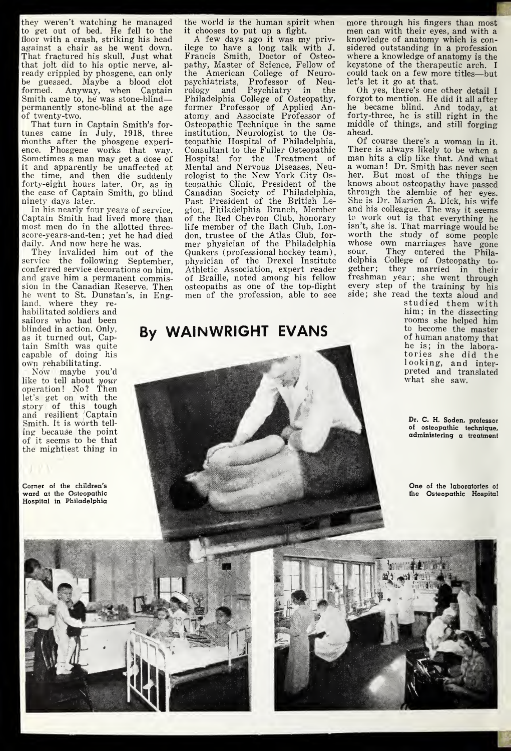they weren't watching he managed to get out of bed. He fell to the floor with a crash, striking his head against a chair as he went down. That fractured his skull. Just what that jolt did to his optic nerve, already crippled by phosgene, can only be guessed. Maybe a blood clot formed. Anyway, when Captain Smith came to, he was stone-blind—permanently stone-blind at the age of twenty-two.

That turn in Captain Smith's fortunes came in July, 1918, three months after the phosgene experience. Phosgene works that way. Sometimes a man may get a dose of it and apparently be unaffected at the time, and then die suddenly forty-eight hours later. Or, as in the case of Captain Smith, go blind ninety days later.

In his nearly four years of service, Captain Smith had lived more than most men do in the allotted three-score-years-and-ten; yet he had died daily. And now here he was.

They invalided him out of the service the following September, conferred service decorations on him, and gave him a permanent commission in the Canadian Reserve. Then he went to St. Dunstan's, in England, where they rehabilitated soldiers and sailors who had been blinded in action. Only, as it turned out, Captain Smith was quite capable of doing his own rehabilitating.

Now maybe you'd like to tell about *your* operation! No? Then let's get on with the story of this tough and resilient Captain Smith. It is worth telling because the point of it seems to be that the mightiest thing in the world is the human spirit when it chooses to put up a fight.

A few days ago it was my privilege to have a long talk with J. Francis Smith, Doctor of Osteopathy, Master of Science, Fellow of the American College of Neuropsychiatrists, Professor of Neurology and Psychiatry in the Philadelphia College of Osteopathy, former Professor of Applied Anatomy and Associate Professor of Osteopathic Technique in the same institution, Neurologist to the Osteopathic Hospital of Philadelphia, Consultant to the Fuller Osteopathic Hospital for the Treatment of Mental and Nervous Diseases, Neurologist to the New York City Osteopathic Clinic, President of the Canadian Society of Philadelphia, Past President of the British Legion, Philadelphia Branch, Member of the Red Chevron Club, honorary life member of the Bath Club, London, trustee of the Atlas Club, former physician of the Philadelphia Quakers (professional hockey team), physician of the Drexel Institute Athletic Association, expert reader of Braille, noted among his fellow osteopaths as one of the top-flight men of the profession, able to see more through his fingers than most men can with their eyes, and with a knowledge of anatomy which is considered outstanding in a profession where a knowledge of anatomy is the keystone of the therapeutic arch. I could tack on a few more titles—but let's let it go at that.

Oh yes, there's one other detail I forgot to mention. He did it all after he became blind. And today, at forty-three, he is still right in the middle of things, and still forging ahead.

Of course there's a woman in it. There is always likely to be when a man hits a clip like that. And what a woman! Dr. Smith has never seen her. But most of the things he knows about osteopathy have passed through the alembic of her eyes. She is Dr. Marion A. Dick, his wife and his colleague. The way it seems to work out is that everything he isn't, she is. That marriage would be worth the study of some people whose own marriages have gone sour. They entered the Philadelphia College of Osteopathy together; they married in their freshman year; she went through every step of the training by his side; she read the texts aloud and studied them with him; in the dissecting rooms she helped him to become the master of human anatomy that he is; in the laboratories she did the looking, and interpreted and translated what she saw.

## By WAINWRIGHT EVANS

Dr. C. H. Soden, professor of osteopathic technique, administering a treatment

Corner of the children's ward at the Osteopathic Hospital in Philadelphia

One of the laboratories of the Osteopathic Hospital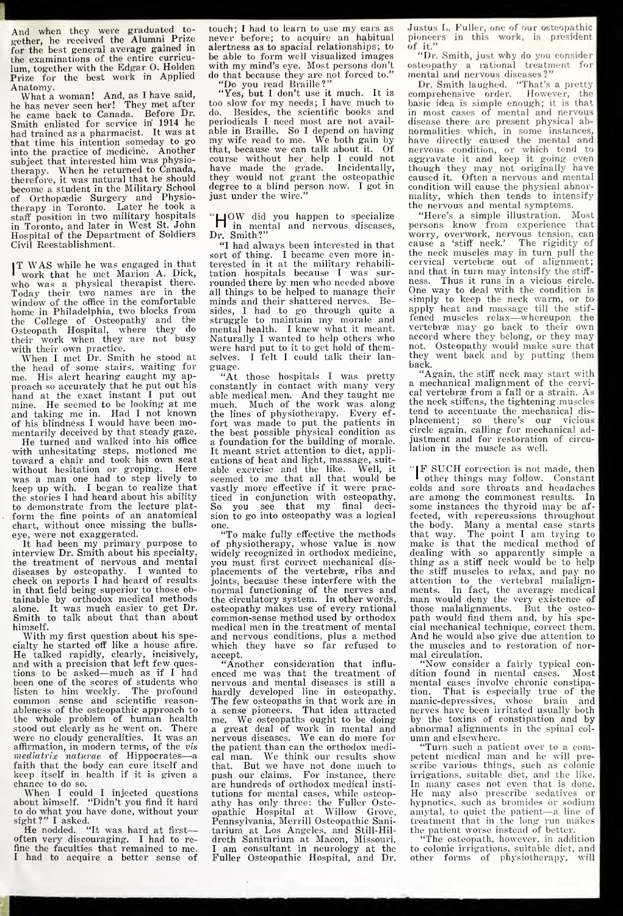And when they were graduated together, he received the Alumni Prize for the best general average gained in the examinations of the entire curriculum, together with the Edgar O. Holden Prize for the best work in Applied Anatomy.

What a woman! And, as I have said, he has never seen her! They met after he came back to Canada. Before Dr. Smith enlisted for service in 1914 he had trained as a pharmacist. It was at that time his intention someday to go into the practice of medicine. Another subject that interested him was physiotherapy. When he returned to Canada, therefore, it was natural that he should become a student in the Military School of Orthopædic Surgery and Physiotherapy in Toronto. Later he took a staff position in two military hospitals in Toronto, and later in West St. John Hospital of the Department of Soldiers Civil Reestablishment.

IT WAS while he was engaged in that work that he met Marion A. Dick, who was a physical therapist there. Today their two names are in the window of the office in the comfortable home in Philadelphia, two blocks from the College of Osteopathy and the Osteopath Hospital, where they do their work when they are not busy with their own practice.

When I met Dr. Smith he stood at the head of some stairs, waiting for me. His alert hearing caught my approach so accurately that he put out his hand at the exact instant I put out mine. He seemed to be looking at me and taking me in. Had I not known of his blindness I would have been momentarily deceived by that steady gaze.

He turned and walked into his office with unhesitating steps, motioned me toward a chair and took his own seat without hesitation or groping. Here was a man one had to step lively to keep up with. I began to realize that the stories I had heard about his ability to demonstrate from the lecture platform the fine points of an anatomical chart, without once missing the bullseye, were not exaggerated.

It had been my primary purpose to interview Dr. Smith about his specialty, the treatment of nervous and mental diseases by osteopathy. I wanted to check on reports I had heard of results in that field being superior to those obtainable by orthodox medical methods alone. It was much easier to get Dr. Smith to talk about that than about himself.

With my first question about his specialty he started off like a house afire. He talked rapidly, clearly, incisively, and with a precision that left few questions to be asked—much as if I had been one of the scores of students who listen to him weekly. The profound common sense and scientific reasonableness of the osteopathic approach to the whole problem of human health stood out clearly as he went on. There were no cloudy generalities. It was an affirmation, in modern terms, of the *vis mediatrix naturae* of Hippocrates—a faith that the body can cure itself and keep itself in health if it is given a chance to do so.

When I could I injected questions about himself. "Didn't you find it hard to do what you have done, without your sight?" I asked.

He nodded. "It was hard at first—often very discouraging. I had to refine the faculties that remained to me. I had to acquire a better sense of touch; I had to learn to use my ears as never before; to acquire an habitual alertness as to spacial relationships; to be able to form well visualized images with my mind's eye. Most persons don't do that because they are not forced to."

"Do you read Braille?"

"Yes, but I don't use it much. It is too slow for my needs; I have much to do. Besides, the scientific books and periodicals I need most are not available in Braille. So I depend on having my wife read to me. We both gain by that, because we can talk about it. Of course without her help I could not have made the grade. Incidentally, they would not grant the osteopathic degree to a blind person now. I got in just under the wire."

"HOW did you happen to specialize in mental and nervous diseases, Dr. Smith?"

"I had always been interested in that sort of thing. I became even more interested in it at the military rehabilitation hospitals because I was surrounded there by men who needed above all things to be helped to manage their minds and their shattered nerves. Besides, I had to go through quite a struggle to maintain my morale and mental health. I knew what it meant. Naturally I wanted to help others who were hard put to it to get hold of themselves. I felt I could talk their language.

"At those hospitals I was pretty constantly in contact with many very able medical men. And they taught me much. Much of the work was along the lines of physiotherapy. Every effort was made to put the patients in the best possible physical condition as a foundation for the building of morale. It meant strict attention to diet, applications of heat and light, massage, suitable exercise and the like. Well, it seemed to me that all that would be vastly more effective if it were practiced in conjunction with osteopathy. So you see that my final decision to go into osteopathy was a logical one.

"To make fully effective the methods of physiotherapy, whose value is now widely recognized in orthodox medicine, you must first correct mechanical displacements of the vertebræ, ribs and joints, because these interfere with the normal functioning of the nerves and the circulatory system. In other words, osteopathy makes use of every rational common-sense method used by orthodox medical men in the treatment of mental and nervous conditions, plus a method which they have so far refused to accept.

"Another consideration that influenced me was that the treatment of nervous and mental diseases is still a hardly developed line in osteopathy. The few osteopaths in that work are in a sense pioneers. That idea attracted me. We osteopaths ought to be doing a great deal of work in mental and nervous diseases. We can do more for the patient than can the orthodox medical man. We think our results show that. But we have not done much to push our claims. For instance, there are hundreds of orthodox medical institutions for mental cases, while osteopathy has only three: the Fuller Osteopathic Hospital at Willow Grove, Pennsylvania, Merrill Osteopathic Sanitarium at Los Angeles, and Still-Hildreth Sanitarium at Macon, Missouri. I am consultant in neurology at the Fuller Osteopathic Hospital, and Dr. Justus L. Fuller, one of our osteopathic pioneers in this work, is president of it."

"Dr. Smith, just why do you consider osteopathy a rational treatment for mental and nervous diseases?"

Dr. Smith laughed. "That's a pretty comprehensive order. However, the basic idea is simple enough; it is that in most cases of mental and nervous disease there are present physical abnormalities which, in some instances, have directly caused the mental and nervous condition, or which tend to aggravate it and keep it going even though they may not originally have caused it. Often a nervous and mental condition will cause the physical abnormality, which then tends to intensify the nervous and mental symptoms.

"Here's a simple illustration. Most persons know from experience that worry, overwork, nervous tension, can cause a 'stiff neck.' The rigidity of the neck muscles may in turn pull the cervical vertebræ out of alignment; and that in turn may intensify the stiffness. Thus it runs in a vicious circle. One way to deal with the condition is simply to keep the neck warm, or to apply heat and massage till the stiffened muscles relax—whereupon the vertebræ may go back to their own accord where they belong, or they may not. Osteopathy would make sure that they went back and by putting them back.

"Again, the stiff neck may start with a mechanical malignment of the cervical vertebræ from a fall or a strain. As the neck stiffens, the tightening muscles tend to accentuate the mechanical displacement; so there's our vicious circle again, calling for mechanical adjustment and for restoration of circulation in the muscle as well.

"IF SUCH correction is not made, then other things may follow. Constant colds and sore throats and headaches are among the commonest results. In some instances the thyroid may be affected, with repercussions throughout the body. Many a mental case starts that way. The point I am trying to make is that the medical method of dealing with so apparently simple a thing as a stiff neck would be to help the stiff muscles to relax, and pay no attention to the vertebral malalignments. In fact, the average medical man would deny the very existence of those malalignments. But the osteopath would find them and, by his special mechanical technique, correct them. And he would also give due attention to the muscles and to restoration of normal circulation.

"Now consider a fairly typical condition found in mental cases. Most mental cases involve chronic constipation. That is especially true of the manic-depressives, whose brain and nerves have been irritated usually both by the toxins of constipation and by abnormal alignments in the spinal column and elsewhere.

"Turn such a patient over to a competent medical man and he will prescribe various things, such as colonic irrigations, suitable diet, and the like. In many cases not even that is done. He may also prescribe sedatives or hypnotics, such as bromides or sodium amytal, to quiet the patient—a line of treatment that in the long run makes the patient worse instead of better.

"The osteopath, however, in addition to colonic irrigations, suitable diet, and other forms of physiotherapy, will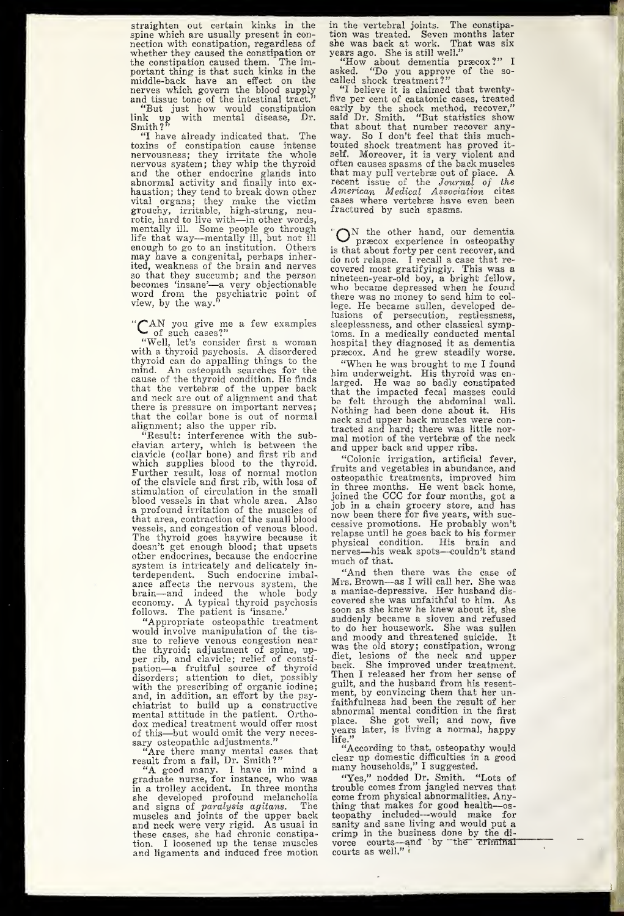straighten out certain kinks in the spine which are usually present in connection with constipation, regardless of whether they caused the constipation or the constipation caused them. The important thing is that such kinks in the middle-back have an effect on the nerves which govern the blood supply and tissue tone of the intestinal tract."

"But just how would constipation link up with mental disease, Dr. Smith?"

"I have already indicated that. The toxins of constipation cause intense nervousness; they irritate the whole nervous system; they whip the thyroid and the other endocrine glands into abnormal activity and finally into exhaustion; they tend to break down other vital organs; they make the victim grouchy, irritable, high-strung, neurotic, hard to live with—in other words, mentally ill. Some people go through life that way—mentally ill, but not ill enough to go to an institution. Others may have a congenital, perhaps inherited, weakness of the brain and nerves so that they succumb; and the person becomes 'insane'—a very objectionable word from the psychiatric point of view, by the way."

"CAN you give me a few examples of such cases?"

"Well, let's consider first a woman with a thyroid psychosis. A disordered thyroid can do appalling things to the mind. An osteopath searches for the cause of the thyroid condition. He finds that the vertebræ of the upper back and neck are out of alignment and that there is pressure on important nerves; that the collar bone is out of normal alignment; also the upper rib.

"Result: interference with the subclavian artery, which is between the clavicle (collar bone) and first rib and which supplies blood to the thyroid. Further result, loss of normal motion of the clavicle and first rib, with loss of stimulation of circulation in the small blood vessels in that whole area. Also a profound irritation of the muscles of that area, contraction of the small blood vessels, and congestion of venous blood. The thyroid goes haywire because it doesn't get enough blood; that upsets other endocrines, because the endocrine system is intricately and delicately interdependent. Such endocrine imbalance affects the nervous system, the brain—and indeed the whole body economy. A typical thyroid psychosis follows. The patient is 'insane.'

"Appropriate osteopathic treatment would involve manipulation of the tissue to relieve venous congestion near the thyroid; adjustment of spine, upper rib, and clavicle; relief of constipation—a fruitful source of thyroid disorders; attention to diet, possibly with the prescribing of organic iodine; and, in addition, an effort by the psychiatrist to build up a constructive mental attitude in the patient. Orthodox medical treatment would offer most of this—but would omit the very necessary osteopathic adjustments."

"Are there many mental cases that result from a fall, Dr. Smith?"

"A good many. I have in mind a graduate nurse, for instance, who was in a trolley accident. In three months she developed profound melancholia and signs of *paralysis agitans*. The muscles and joints of the upper back and neck were very rigid. As usual in these cases, she had chronic constipation. I loosened up the tense muscles and ligaments and induced free motion in the vertebral joints. The constipation was treated. Seven months later she was back at work. That was six years ago. She is still well."

"How about dementia præcox?" I asked. "Do you approve of the so-called shock treatment?"

"I believe it is claimed that twenty-five per cent of catatonic cases, treated early by the shock method, recover," said Dr. Smith. "But statistics show that about that number recover anyway. So I don't feel that this much-touted shock treatment has proved itself. Moreover, it is very violent and often causes spasms of the back muscles that may pull vertebræ out of place. A recent issue of the *Journal of the American Medical Association* cites cases where vertebræ have even been fractured by such spasms.

"ON the other hand, our dementia præcox experience in osteopathy is that about forty per cent recover, and do not relapse. I recall a case that recovered most gratifyingly. This was a nineteen-year-old boy, a bright fellow, who became depressed when he found there was no money to send him to college. He became sullen, developed delusions of persecution, restlessness, sleeplessness, and other classical symptoms. In a medically conducted mental hospital they diagnosed it as dementia præcox. And he grew steadily worse.

"When he was brought to me I found him underweight. His thyroid was enlarged. He was so badly constipated that the impacted fecal masses could be felt through the abdominal wall. Nothing had been done about it. His neck and upper back muscles were contracted and hard; there was little normal motion of the vertebræ of the neck and upper back and upper ribs.

"Colonic irrigation, artificial fever, fruits and vegetables in abundance, and osteopathic treatments, improved him in three months. He went back home, joined the CCC for four months, got a job in a chain grocery store, and has now been there for five years, with successive promotions. He probably won't relapse until he goes back to his former physical condition. His brain and nerves—his weak spots—couldn't stand much of that.

"And then there was the case of Mrs. Brown—as I will call her. She was a maniac-depressive. Her husband discovered she was unfaithful to him. As soon as she knew he knew about it, she suddenly became a sloven and refused to do her housework. She was sullen and moody and threatened suicide. It was the old story; constipation, wrong diet, lesions of the neck and upper back. She improved under treatment. Then I released her from her sense of guilt, and the husband from his resentment, by convincing them that her unfaithfulness had been the result of her abnormal mental condition in the first place. She got well; and now, five years later, is living a normal, happy life."

"According to that, osteopathy would clear up domestic difficulties in a good many households," I suggested.

"Yes," nodded Dr. Smith. "Lots of trouble comes from jangled nerves that come from physical abnormalities. Anything that makes for good health—osteopathy included—would make for sanity and sane living and would put a crimp in the business done by the divorce courts—and by the criminal courts as well."